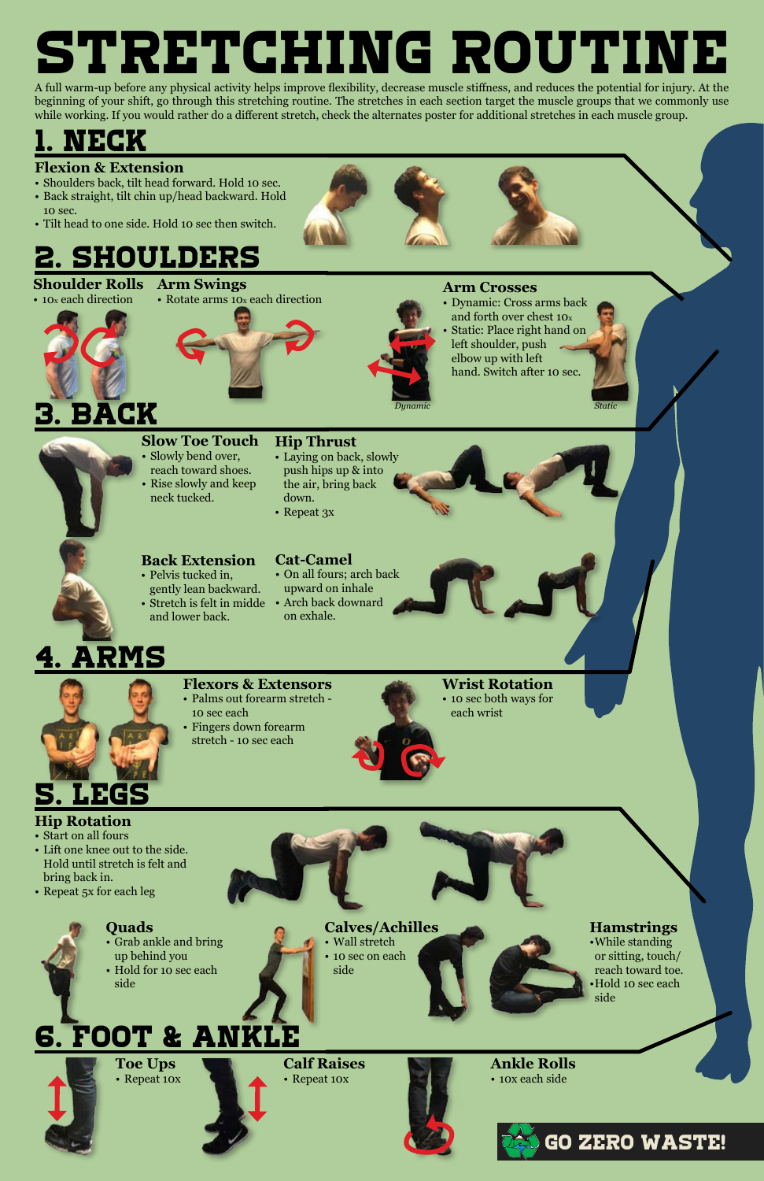# STRETCHING ROUTINE

A full warm-up before any physical activity helps improve flexibility, decrease muscle stiffness, and reduces the potential for injury. At the beginning of your shift, go through this stretching routine. The stretches in each section target the muscle groups that we commonly use while working. If you would rather do a different stretch, check the alternates poster for additional stretches in each muscle group.

## 1. NECK

### Flexion & Extension

- Shoulders back, tilt head forward. Hold 10 sec.
- Back straight, tilt chin up/head backward. Hold 10 sec.
- Tilt head to one side. Hold 10 sec then switch.

## 2. SHOULDERS

### Shoulder Rolls

- 10x each direction

### Arm Swings

- Rotate arms 10x each direction

### Arm Crosses

- Dynamic: Cross arms back and forth over chest 10x
- Static: Place right hand on left shoulder, push elbow up with left hand. Switch after 10 sec.

*Dynamic*

*Static*

## 3. BACK

### Slow Toe Touch

- Slowly bend over, reach toward shoes.
- Rise slowly and keep neck tucked.

### Hip Thrust

- Laying on back, slowly push hips up & into the air, bring back down.
- Repeat 3x

### Back Extension

- Pelvis tucked in, gently lean backward.
- Stretch is felt in midde and lower back.

### Cat-Camel

- On all fours; arch back upward on inhale
- Arch back downard on exhale.

## 4. ARMS

### Flexors & Extensors

- Palms out forearm stretch - 10 sec each
- Fingers down forearm stretch - 10 sec each

### Wrist Rotation

- 10 sec both ways for each wrist

## 5. LEGS

### Hip Rotation

- Start on all fours
- Lift one knee out to the side. Hold until stretch is felt and bring back in.
- Repeat 5x for each leg

### Quads

- Grab ankle and bring up behind you
- Hold for 10 sec each side

### Calves/Achilles

- Wall stretch
- 10 sec on each side

### Hamstrings

- While standing or sitting, touch/ reach toward toe.
- Hold 10 sec each side

## 6. FOOT & ANKLE

### Toe Ups

- Repeat 10x

### Calf Raises

- Repeat 10x

### Ankle Rolls

- 10x each side

GO ZERO WASTE!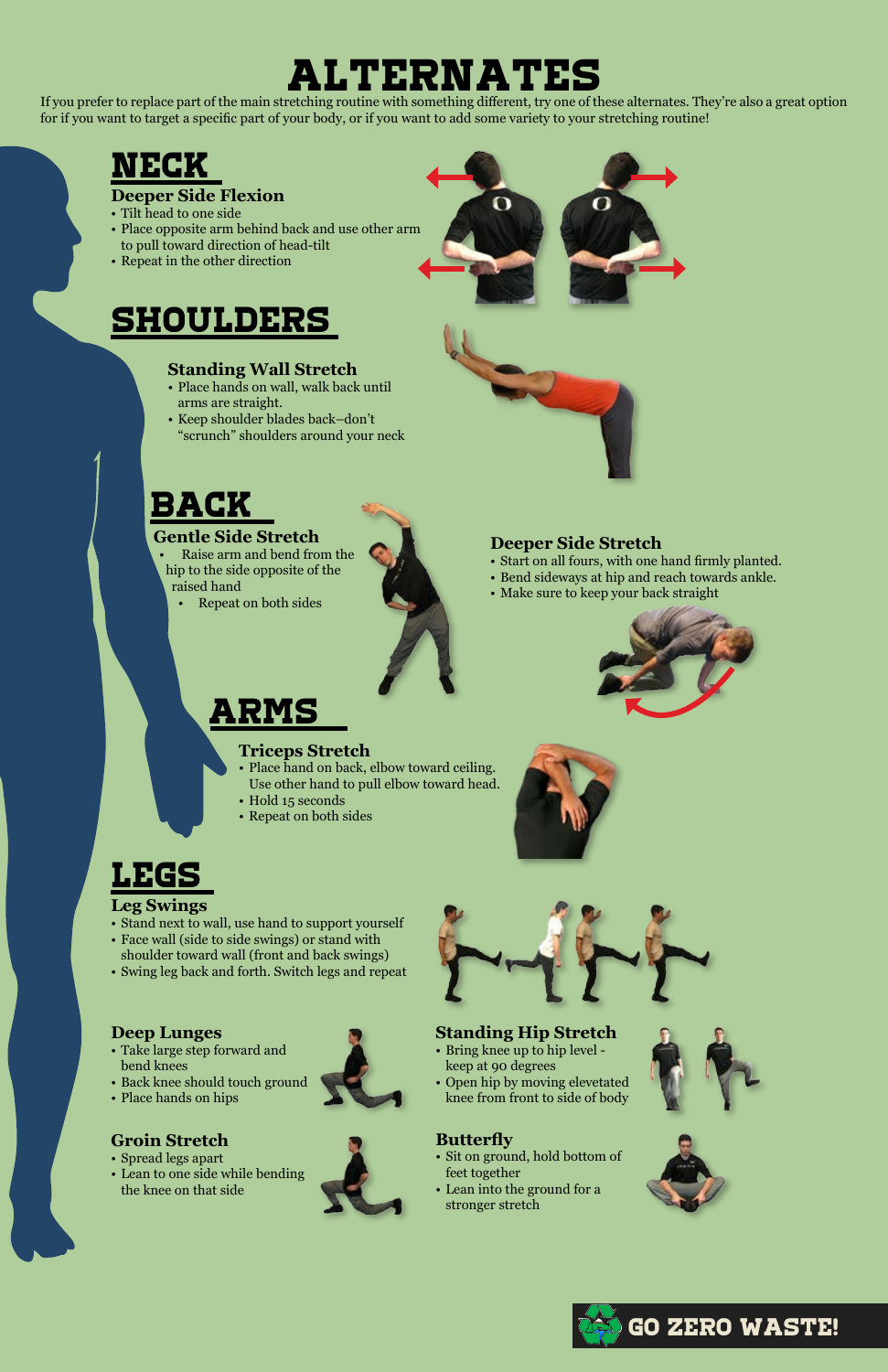# ALTERNATES

If you prefer to replace part of the main stretching routine with something different, try one of these alternates. They're also a great option for if you want to target a specific part of your body, or if you want to add some variety to your stretching routine!

## NECK

### Deeper Side Flexion

- Tilt head to one side
- Place opposite arm behind back and use other arm to pull toward direction of head-tilt
- Repeat in the other direction

## SHOULDERS

### Standing Wall Stretch

- Place hands on wall, walk back until arms are straight.
- Keep shoulder blades back–don't "scrunch" shoulders around your neck

## BACK

### Gentle Side Stretch

- Raise arm and bend from the hip to the side opposite of the raised hand
- Repeat on both sides

### Deeper Side Stretch

- Start on all fours, with one hand firmly planted.
- Bend sideways at hip and reach towards ankle.
- Make sure to keep your back straight

## ARMS

### Triceps Stretch

- Place hand on back, elbow toward ceiling. Use other hand to pull elbow toward head.
- Hold 15 seconds
- Repeat on both sides

## LEGS

### Leg Swings

- Stand next to wall, use hand to support yourself
- Face wall (side to side swings) or stand with shoulder toward wall (front and back swings)
- Swing leg back and forth. Switch legs and repeat

### Deep Lunges

- Take large step forward and bend knees
- Back knee should touch ground
- Place hands on hips

### Standing Hip Stretch

- Bring knee up to hip level - keep at 90 degrees
- Open hip by moving elevated knee from front to side of body

### Groin Stretch

- Spread legs apart
- Lean to one side while bending the knee on that side

### Butterfly

- Sit on ground, hold bottom of feet together
- Lean into the ground for a stronger stretch

GO ZERO WASTE!